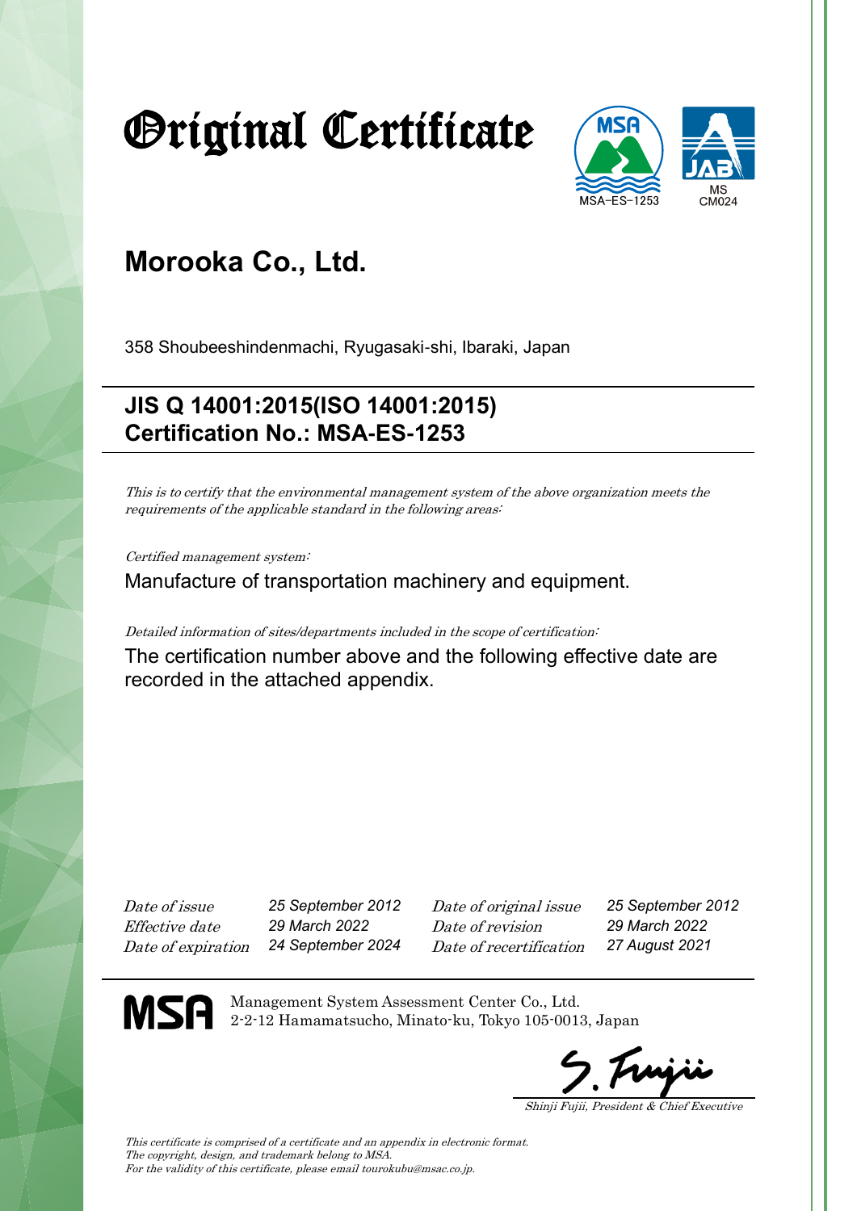# Original Certificate

MSA-ES-1253

MS CM024

## Morooka Co., Ltd.

358 Shoubeeshindenmachi, Ryugasaki-shi, Ibaraki, Japan

**JIS Q 14001:2015(ISO 14001:2015)**
**Certification No.: MSA-ES-1253**

*This is to certify that the environmental management system of the above organization meets the requirements of the applicable standard in the following areas:*

*Certified management system:*

Manufacture of transportation machinery and equipment.

*Detailed information of sites/departments included in the scope of certification:*

The certification number above and the following effective date are recorded in the attached appendix.

| | | | |
|---|---|---|---|
| *Date of issue* | *25 September 2012* | *Date of original issue* | *25 September 2012* |
| *Effective date* | *29 March 2022* | *Date of revision* | *29 March 2022* |
| *Date of expiration* | *24 September 2024* | *Date of recertification* | *27 August 2021* |

**MSA** Management System Assessment Center Co., Ltd.
2-2-12 Hamamatsucho, Minato-ku, Tokyo 105-0013, Japan

S. Fujii

*Shinji Fujii, President & Chief Executive*

*This certificate is comprised of a certificate and an appendix in electronic format.*
*The copyright, design, and trademark belong to MSA.*
*For the validity of this certificate, please email tourokubu@msac.co.jp.*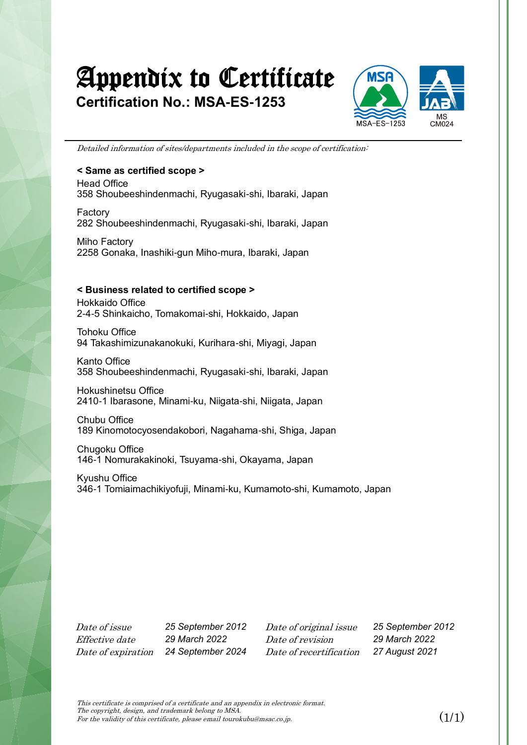# Appendix to Certificate

**Certification No.: MSA-ES-1253**

MSA-ES-1253

MS
CM024

*Detailed information of sites/departments included in the scope of certification:*

**< Same as certified scope >**

Head Office
358 Shoubeeshindenmachi, Ryugasaki-shi, Ibaraki, Japan

Factory
282 Shoubeeshindenmachi, Ryugasaki-shi, Ibaraki, Japan

Miho Factory
2258 Gonaka, Inashiki-gun Miho-mura, Ibaraki, Japan

**< Business related to certified scope >**

Hokkaido Office
2-4-5 Shinkaicho, Tomakomai-shi, Hokkaido, Japan

Tohoku Office
94 Takashimizunakanokuki, Kurihara-shi, Miyagi, Japan

Kanto Office
358 Shoubeeshindenmachi, Ryugasaki-shi, Ibaraki, Japan

Hokushinetsu Office
2410-1 Ibarasone, Minami-ku, Niigata-shi, Niigata, Japan

Chubu Office
189 Kinomotocyosendakobori, Nagahama-shi, Shiga, Japan

Chugoku Office
146-1 Nomurakakinoki, Tsuyama-shi, Okayama, Japan

Kyushu Office
346-1 Tomiaimachikiyofuji, Minami-ku, Kumamoto-shi, Kumamoto, Japan

| | | | |
|---|---|---|---|
| *Date of issue* | *25 September 2012* | *Date of original issue* | *25 September 2012* |
| *Effective date* | *29 March 2022* | *Date of revision* | *29 March 2022* |
| *Date of expiration* | *24 September 2024* | *Date of recertification* | *27 August 2021* |

*This certificate is comprised of a certificate and an appendix in electronic format.*
*The copyright, design, and trademark belong to MSA.*
*For the validity of this certificate, please email tourokubu@msac.co.jp.*